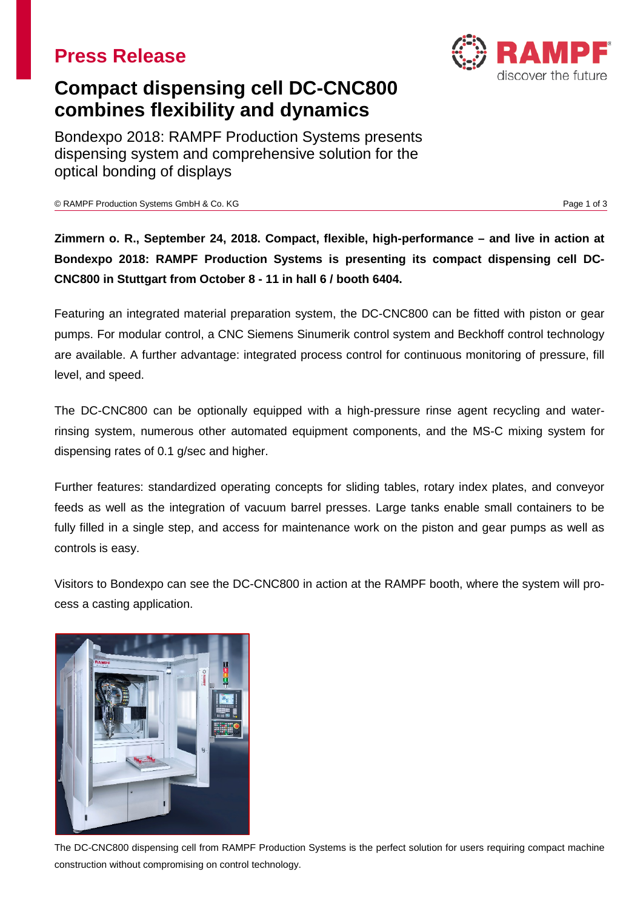## Press Release

# Compact dispensing cell DC-CNC800 combines flexibility and dynamics

Bondexpo 2018: RAMPF Production Systems presents dispensing system and comprehensive solution for the optical bonding of displays

© RAMPF Production Systems GmbH & Co. KG

**Zimmern o. R., September 24, 2018. Compact, flexible, high-performance – and live in action at Bondexpo 2018: RAMPF Production Systems is presenting its compact dispensing cell DC-CNC800 in Stuttgart from October 8 - 11 in hall 6 / booth 6404.**

Featuring an integrated material preparation system, the DC-CNC800 can be fitted with piston or gear pumps. For modular control, a CNC Siemens Sinumerik control system and Beckhoff control technology are available. A further advantage: integrated process control for continuous monitoring of pressure, fill level, and speed.

The DC-CNC800 can be optionally equipped with a high-pressure rinse agent recycling and water-rinsing system, numerous other automated equipment components, and the MS-C mixing system for dispensing rates of 0.1 g/sec and higher.

Further features: standardized operating concepts for sliding tables, rotary index plates, and conveyor feeds as well as the integration of vacuum barrel presses. Large tanks enable small containers to be fully filled in a single step, and access for maintenance work on the piston and gear pumps as well as controls is easy.

Visitors to Bondexpo can see the DC-CNC800 in action at the RAMPF booth, where the system will process a casting application.

The DC-CNC800 dispensing cell from RAMPF Production Systems is the perfect solution for users requiring compact machine construction without compromising on control technology.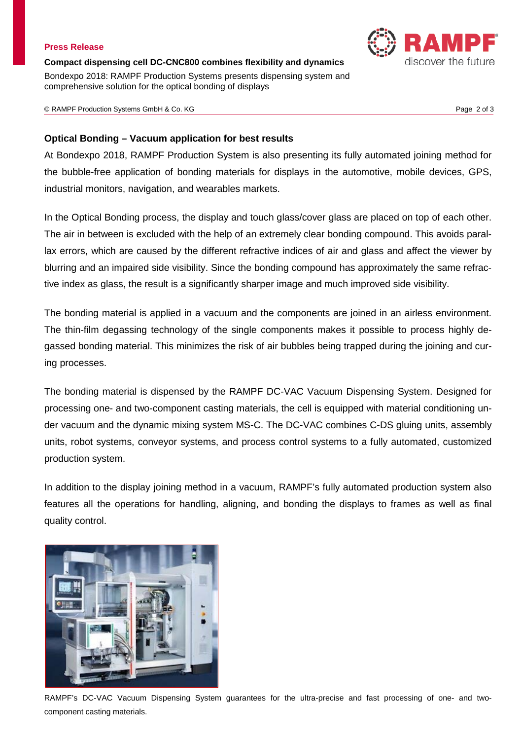## Optical Bonding – Vacuum application for best results

At Bondexpo 2018, RAMPF Production System is also presenting its fully automated joining method for the bubble-free application of bonding materials for displays in the automotive, mobile devices, GPS, industrial monitors, navigation, and wearables markets.

In the Optical Bonding process, the display and touch glass/cover glass are placed on top of each other. The air in between is excluded with the help of an extremely clear bonding compound. This avoids parallax errors, which are caused by the different refractive indices of air and glass and affect the viewer by blurring and an impaired side visibility. Since the bonding compound has approximately the same refractive index as glass, the result is a significantly sharper image and much improved side visibility.

The bonding material is applied in a vacuum and the components are joined in an airless environment. The thin-film degassing technology of the single components makes it possible to process highly degassed bonding material. This minimizes the risk of air bubbles being trapped during the joining and curing processes.

The bonding material is dispensed by the RAMPF DC-VAC Vacuum Dispensing System. Designed for processing one- and two-component casting materials, the cell is equipped with material conditioning under vacuum and the dynamic mixing system MS-C. The DC-VAC combines C-DS gluing units, assembly units, robot systems, conveyor systems, and process control systems to a fully automated, customized production system.

In addition to the display joining method in a vacuum, RAMPF's fully automated production system also features all the operations for handling, aligning, and bonding the displays to frames as well as final quality control.

RAMPF's DC-VAC Vacuum Dispensing System guarantees for the ultra-precise and fast processing of one- and two-component casting materials.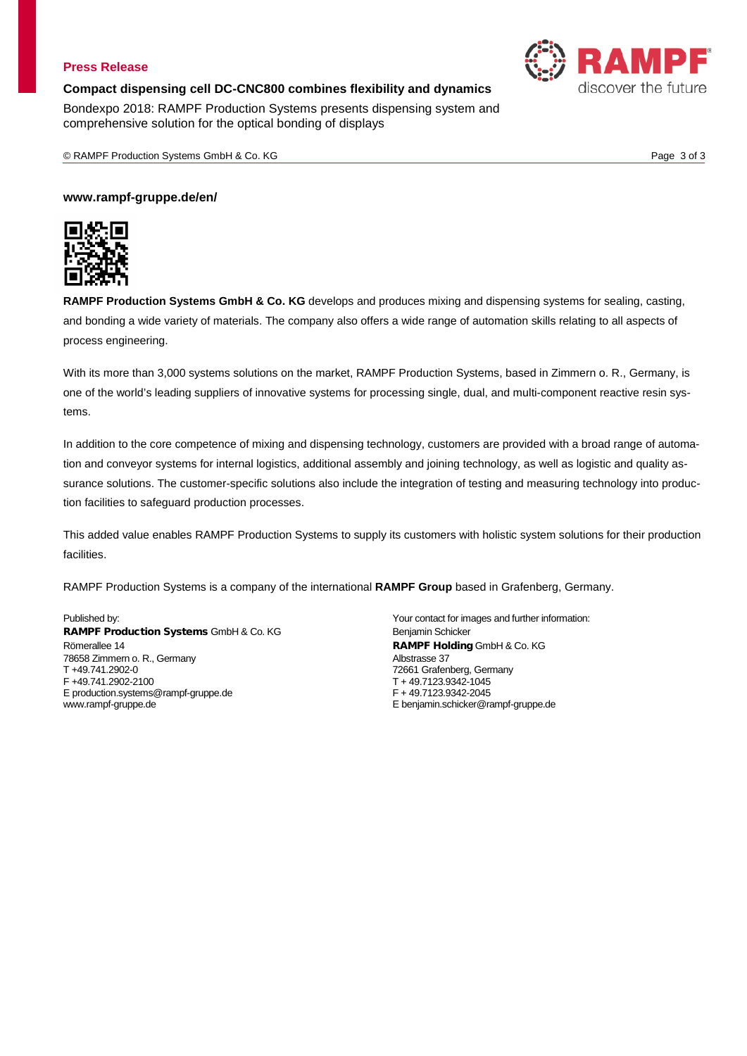**www.rampf-gruppe.de/en/**

**RAMPF Production Systems GmbH & Co. KG** develops and produces mixing and dispensing systems for sealing, casting, and bonding a wide variety of materials. The company also offers a wide range of automation skills relating to all aspects of process engineering.

With its more than 3,000 systems solutions on the market, RAMPF Production Systems, based in Zimmern o. R., Germany, is one of the world's leading suppliers of innovative systems for processing single, dual, and multi-component reactive resin systems.

In addition to the core competence of mixing and dispensing technology, customers are provided with a broad range of automation and conveyor systems for internal logistics, additional assembly and joining technology, as well as logistic and quality assurance solutions. The customer-specific solutions also include the integration of testing and measuring technology into production facilities to safeguard production processes.

This added value enables RAMPF Production Systems to supply its customers with holistic system solutions for their production facilities.

RAMPF Production Systems is a company of the international **RAMPF Group** based in Grafenberg, Germany.

Published by:
**RAMPF Production Systems** GmbH & Co. KG
Römerallee 14
78658 Zimmern o. R., Germany
T +49.741.2902-0
F +49.741.2902-2100
E production.systems@rampf-gruppe.de
www.rampf-gruppe.de

Your contact for images and further information:
Benjamin Schicker
**RAMPF Holding** GmbH & Co. KG
Albstrasse 37
72661 Grafenberg, Germany
T + 49.7123.9342-1045
F + 49.7123.9342-2045
E benjamin.schicker@rampf-gruppe.de